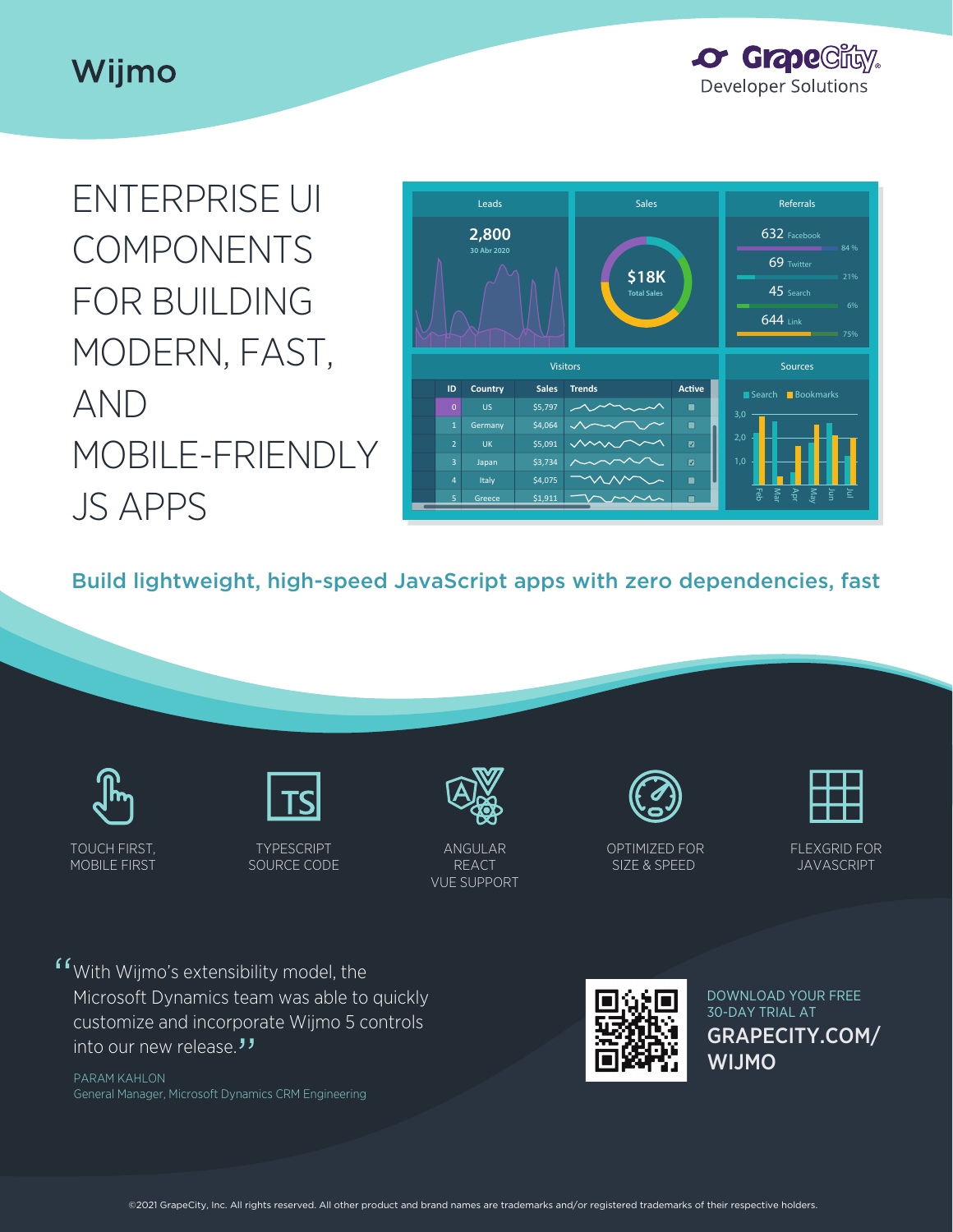Wijmo

GrapeCity Developer Solutions

# ENTERPRISE UI COMPONENTS FOR BUILDING MODERN, FAST, AND MOBILE-FRIENDLY JS APPS

## Build lightweight, high-speed JavaScript apps with zero dependencies, fast

TOUCH FIRST, MOBILE FIRST

TYPESCRIPT SOURCE CODE

ANGULAR REACT VUE SUPPORT

OPTIMIZED FOR SIZE & SPEED

FLEXGRID FOR JAVASCRIPT

"With Wijmo's extensibility model, the Microsoft Dynamics team was able to quickly customize and incorporate Wijmo 5 controls into our new release."

PARAM KAHLON
General Manager, Microsoft Dynamics CRM Engineering

DOWNLOAD YOUR FREE 30-DAY TRIAL AT

**GRAPECITY.COM/WIJMO**

©2021 GrapeCity, Inc. All rights reserved. All other product and brand names are trademarks and/or registered trademarks of their respective holders.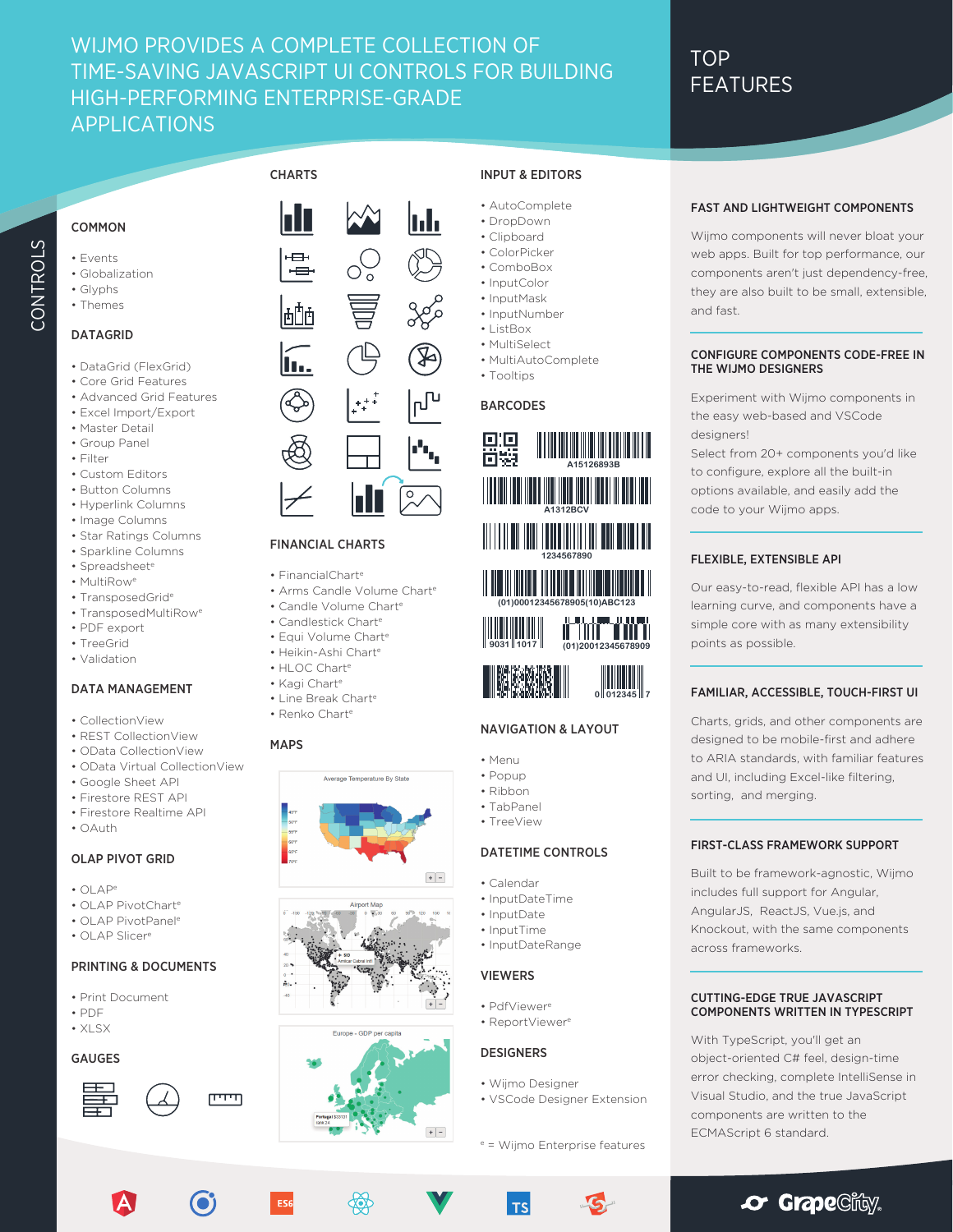# WIJMO PROVIDES A COMPLETE COLLECTION OF TIME-SAVING JAVASCRIPT UI CONTROLS FOR BUILDING HIGH-PERFORMING ENTERPRISE-GRADE APPLICATIONS

## CONTROLS

### COMMON

- Events
- Globalization
- Glyphs
- Themes

### DATAGRID

- DataGrid (FlexGrid)
- Core Grid Features
- Advanced Grid Features
- Excel Import/Export
- Master Detail
- Group Panel
- Filter
- Custom Editors
- Button Columns
- Hyperlink Columns
- Image Columns
- Star Ratings Columns
- Sparkline Columns
- Spreadsheet[e]
- MultiRow[e]
- TransposedGrid[e]
- TransposedMultiRow[e]
- PDF export
- TreeGrid
- Validation

### DATA MANAGEMENT

- CollectionView
- REST CollectionView
- OData CollectionView
- OData Virtual CollectionView
- Google Sheet API
- Firestore REST API
- Firestore Realtime API
- OAuth

### OLAP PIVOT GRID

- OLAP[e]
- OLAP PivotChart[e]
- OLAP PivotPanel[e]
- OLAP Slicer[e]

### PRINTING & DOCUMENTS

- Print Document
- PDF
- XLSX

### GAUGES

### CHARTS

### FINANCIAL CHARTS

- FinancialChart[e]
- Arms Candle Volume Chart[e]
- Candle Volume Chart[e]
- Candlestick Chart[e]
- Equi Volume Chart[e]
- Heikin-Ashi Chart[e]
- HLOC Chart[e]
- Kagi Chart[e]
- Line Break Chart[e]
- Renko Chart[e]

### MAPS

Average Temperature By State

Airport Map

Europe - GDP per capita

### INPUT & EDITORS

- AutoComplete
- DropDown
- Clipboard
- ColorPicker
- ComboBox
- InputColor
- InputMask
- InputNumber
- ListBox
- MultiSelect
- MultiAutoComplete
- Tooltips

### BARCODES

A15126893B

A1312BCV

1234567890

(01)00012345678905(10)ABC123

9031 1017

(01)20012345678909

0 012345 7

### NAVIGATION & LAYOUT

- Menu
- Popup
- Ribbon
- TabPanel
- TreeView

### DATETIME CONTROLS

- Calendar
- InputDateTime
- InputDate
- InputTime
- InputDateRange

### VIEWERS

- PdfViewer[e]
- ReportViewer[e]

### DESIGNERS

- Wijmo Designer
- VSCode Designer Extension

[e] = Wijmo Enterprise features

## TOP FEATURES

### FAST AND LIGHTWEIGHT COMPONENTS

Wijmo components will never bloat your web apps. Built for top performance, our components aren't just dependency-free, they are also built to be small, extensible, and fast.

### CONFIGURE COMPONENTS CODE-FREE IN THE WIJMO DESIGNERS

Experiment with Wijmo components in the easy web-based and VSCode designers!
Select from 20+ components you'd like to configure, explore all the built-in options available, and easily add the code to your Wijmo apps.

### FLEXIBLE, EXTENSIBLE API

Our easy-to-read, flexible API has a low learning curve, and components have a simple core with as many extensibility points as possible.

### FAMILIAR, ACCESSIBLE, TOUCH-FIRST UI

Charts, grids, and other components are designed to be mobile-first and adhere to ARIA standards, with familiar features and UI, including Excel-like filtering, sorting, and merging.

### FIRST-CLASS FRAMEWORK SUPPORT

Built to be framework-agnostic, Wijmo includes full support for Angular, AngularJS, ReactJS, Vue.js, and Knockout, with the same components across frameworks.

### CUTTING-EDGE TRUE JAVASCRIPT COMPONENTS WRITTEN IN TYPESCRIPT

With TypeScript, you'll get an object-oriented C# feel, design-time error checking, complete IntelliSense in Visual Studio, and the true JavaScript components are written to the ECMAScript 6 standard.

GrapeCity